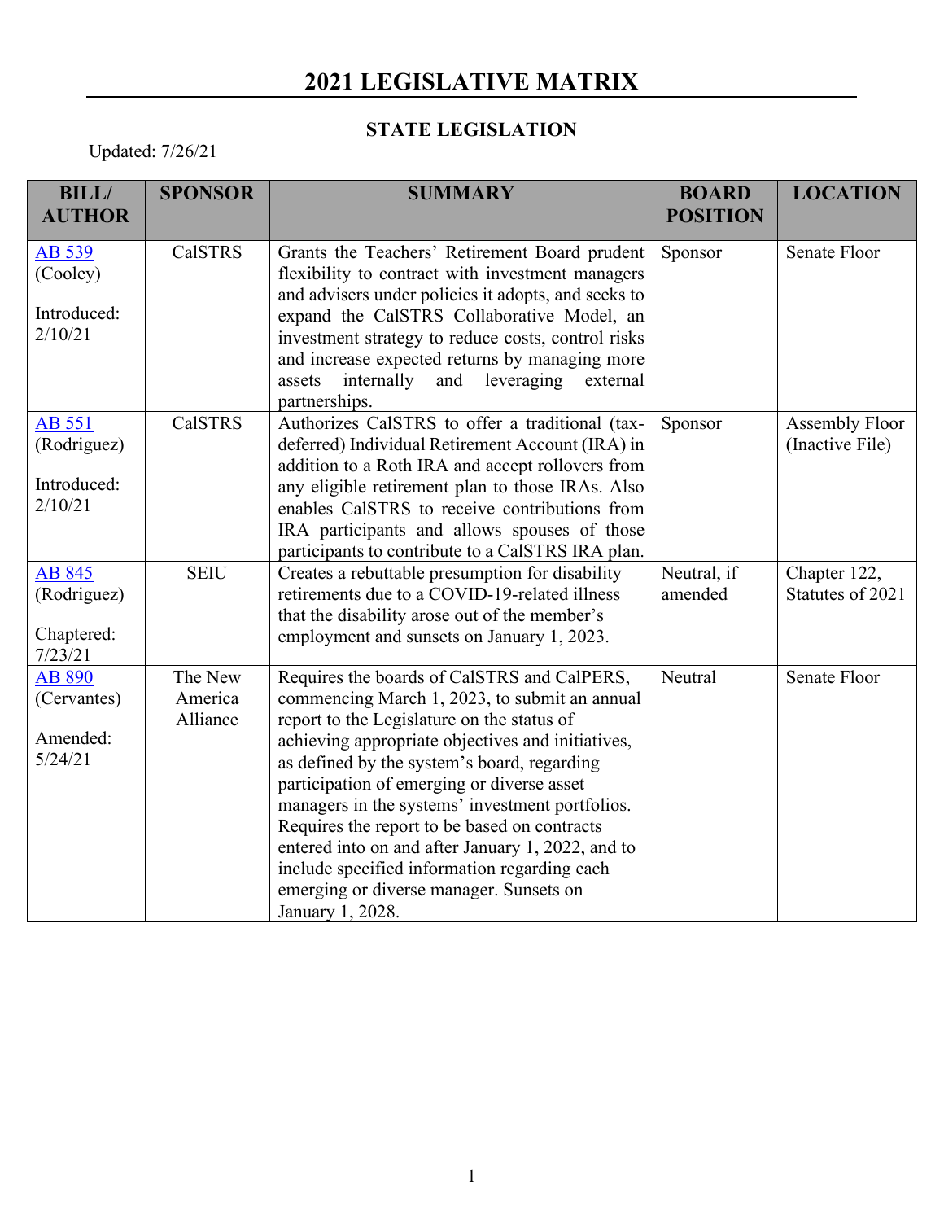# 2021 LEGISLATIVE MATRIX

## STATE LEGISLATION

Updated: 7/26/21

| BILL/ AUTHOR | SPONSOR | SUMMARY | BOARD POSITION | LOCATION |
|---|---|---|---|---|
| AB 539 (Cooley)<br><br>Introduced: 2/10/21 | CalSTRS | Grants the Teachers' Retirement Board prudent flexibility to contract with investment managers and advisers under policies it adopts, and seeks to expand the CalSTRS Collaborative Model, an investment strategy to reduce costs, control risks and increase expected returns by managing more assets internally and leveraging external partnerships. | Sponsor | Senate Floor |
| AB 551 (Rodriguez)<br><br>Introduced: 2/10/21 | CalSTRS | Authorizes CalSTRS to offer a traditional (tax-deferred) Individual Retirement Account (IRA) in addition to a Roth IRA and accept rollovers from any eligible retirement plan to those IRAs. Also enables CalSTRS to receive contributions from IRA participants and allows spouses of those participants to contribute to a CalSTRS IRA plan. | Sponsor | Assembly Floor (Inactive File) |
| AB 845 (Rodriguez)<br><br>Chaptered: 7/23/21 | SEIU | Creates a rebuttable presumption for disability retirements due to a COVID-19-related illness that the disability arose out of the member's employment and sunsets on January 1, 2023. | Neutral, if amended | Chapter 122, Statutes of 2021 |
| AB 890 (Cervantes)<br><br>Amended: 5/24/21 | The New America Alliance | Requires the boards of CalSTRS and CalPERS, commencing March 1, 2023, to submit an annual report to the Legislature on the status of achieving appropriate objectives and initiatives, as defined by the system's board, regarding participation of emerging or diverse asset managers in the systems' investment portfolios. Requires the report to be based on contracts entered into on and after January 1, 2022, and to include specified information regarding each emerging or diverse manager. Sunsets on January 1, 2028. | Neutral | Senate Floor |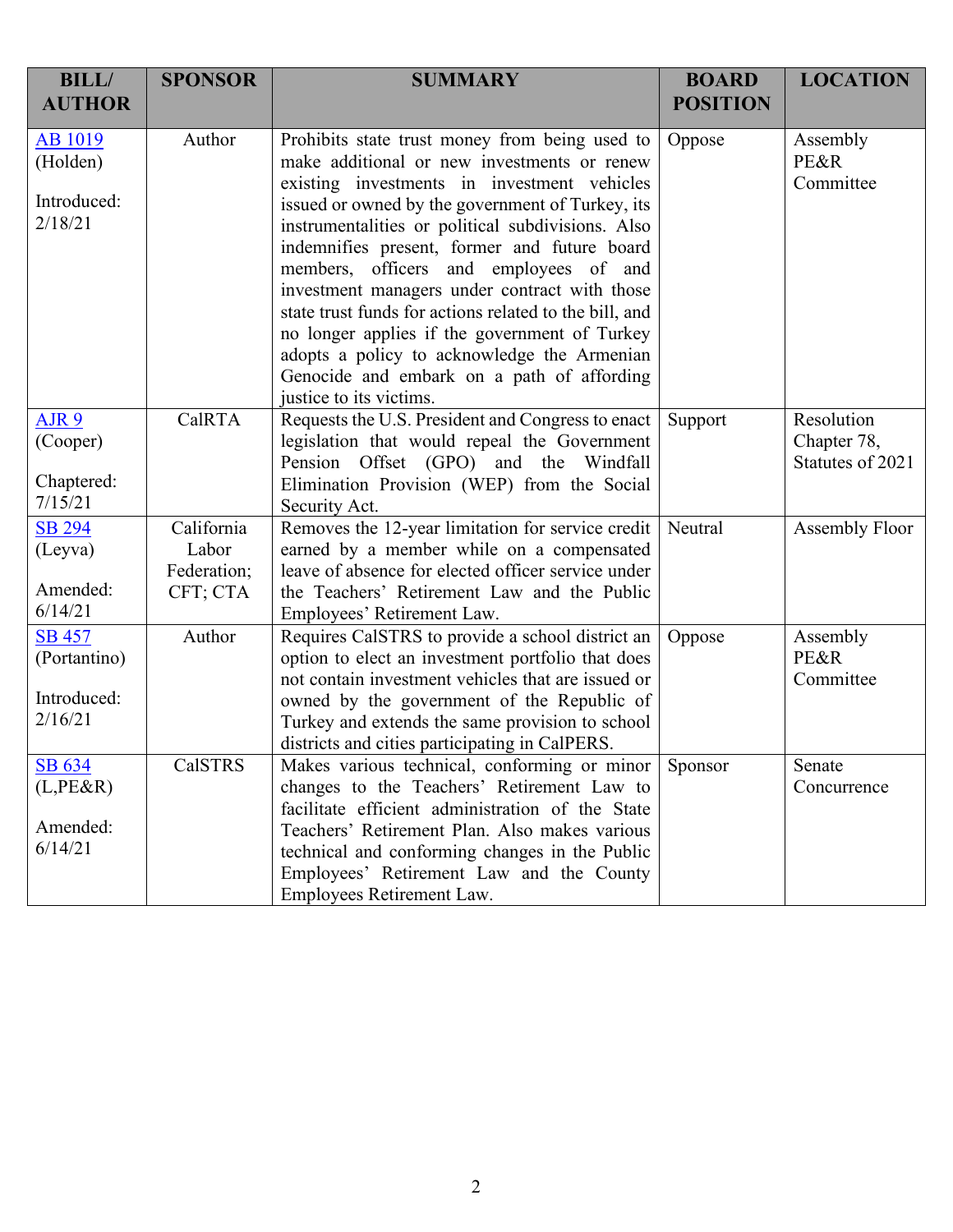| BILL/ AUTHOR | SPONSOR | SUMMARY | BOARD POSITION | LOCATION |
|---|---|---|---|---|
| AB 1019 (Holden) Introduced: 2/18/21 | Author | Prohibits state trust money from being used to make additional or new investments or renew existing investments in investment vehicles issued or owned by the government of Turkey, its instrumentalities or political subdivisions. Also indemnifies present, former and future board members, officers and employees of and investment managers under contract with those state trust funds for actions related to the bill, and no longer applies if the government of Turkey adopts a policy to acknowledge the Armenian Genocide and embark on a path of affording justice to its victims. | Oppose | Assembly PE&R Committee |
| AJR 9 (Cooper) Chaptered: 7/15/21 | CalRTA | Requests the U.S. President and Congress to enact legislation that would repeal the Government Pension Offset (GPO) and the Windfall Elimination Provision (WEP) from the Social Security Act. | Support | Resolution Chapter 78, Statutes of 2021 |
| SB 294 (Leyva) Amended: 6/14/21 | California Labor Federation; CFT; CTA | Removes the 12-year limitation for service credit earned by a member while on a compensated leave of absence for elected officer service under the Teachers' Retirement Law and the Public Employees' Retirement Law. | Neutral | Assembly Floor |
| SB 457 (Portantino) Introduced: 2/16/21 | Author | Requires CalSTRS to provide a school district an option to elect an investment portfolio that does not contain investment vehicles that are issued or owned by the government of the Republic of Turkey and extends the same provision to school districts and cities participating in CalPERS. | Oppose | Assembly PE&R Committee |
| SB 634 (L,PE&R) Amended: 6/14/21 | CalSTRS | Makes various technical, conforming or minor changes to the Teachers' Retirement Law to facilitate efficient administration of the State Teachers' Retirement Plan. Also makes various technical and conforming changes in the Public Employees' Retirement Law and the County Employees Retirement Law. | Sponsor | Senate Concurrence |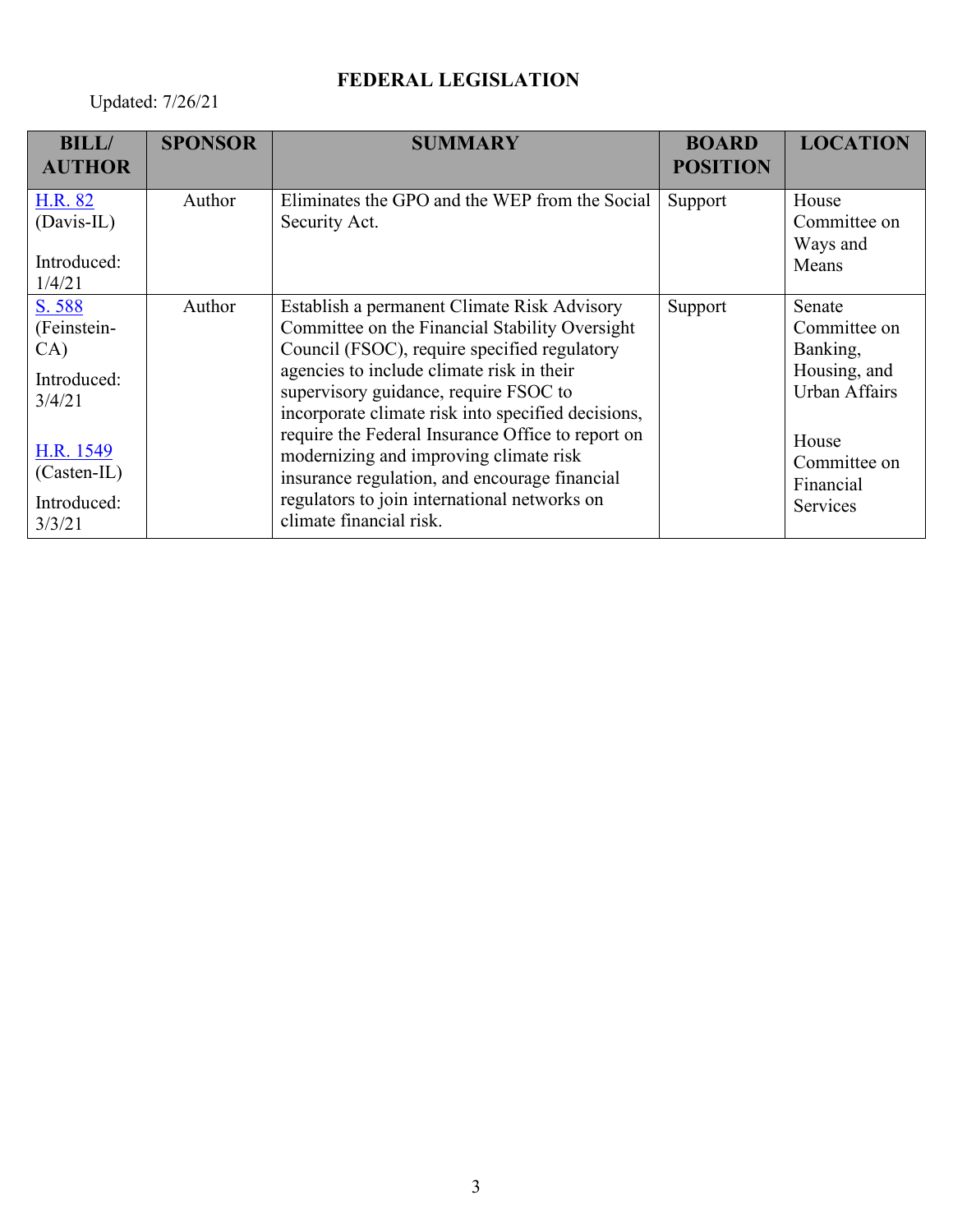## FEDERAL LEGISLATION

Updated: 7/26/21

| BILL/ AUTHOR | SPONSOR | SUMMARY | BOARD POSITION | LOCATION |
|---|---|---|---|---|
| H.R. 82 (Davis-IL)<br><br>Introduced: 1/4/21 | Author | Eliminates the GPO and the WEP from the Social Security Act. | Support | House Committee on Ways and Means |
| S. 588 (Feinstein-CA)<br><br>Introduced: 3/4/21<br><br>H.R. 1549 (Casten-IL)<br><br>Introduced: 3/3/21 | Author | Establish a permanent Climate Risk Advisory Committee on the Financial Stability Oversight Council (FSOC), require specified regulatory agencies to include climate risk in their supervisory guidance, require FSOC to incorporate climate risk into specified decisions, require the Federal Insurance Office to report on modernizing and improving climate risk insurance regulation, and encourage financial regulators to join international networks on climate financial risk. | Support | Senate Committee on Banking, Housing, and Urban Affairs<br><br>House Committee on Financial Services |